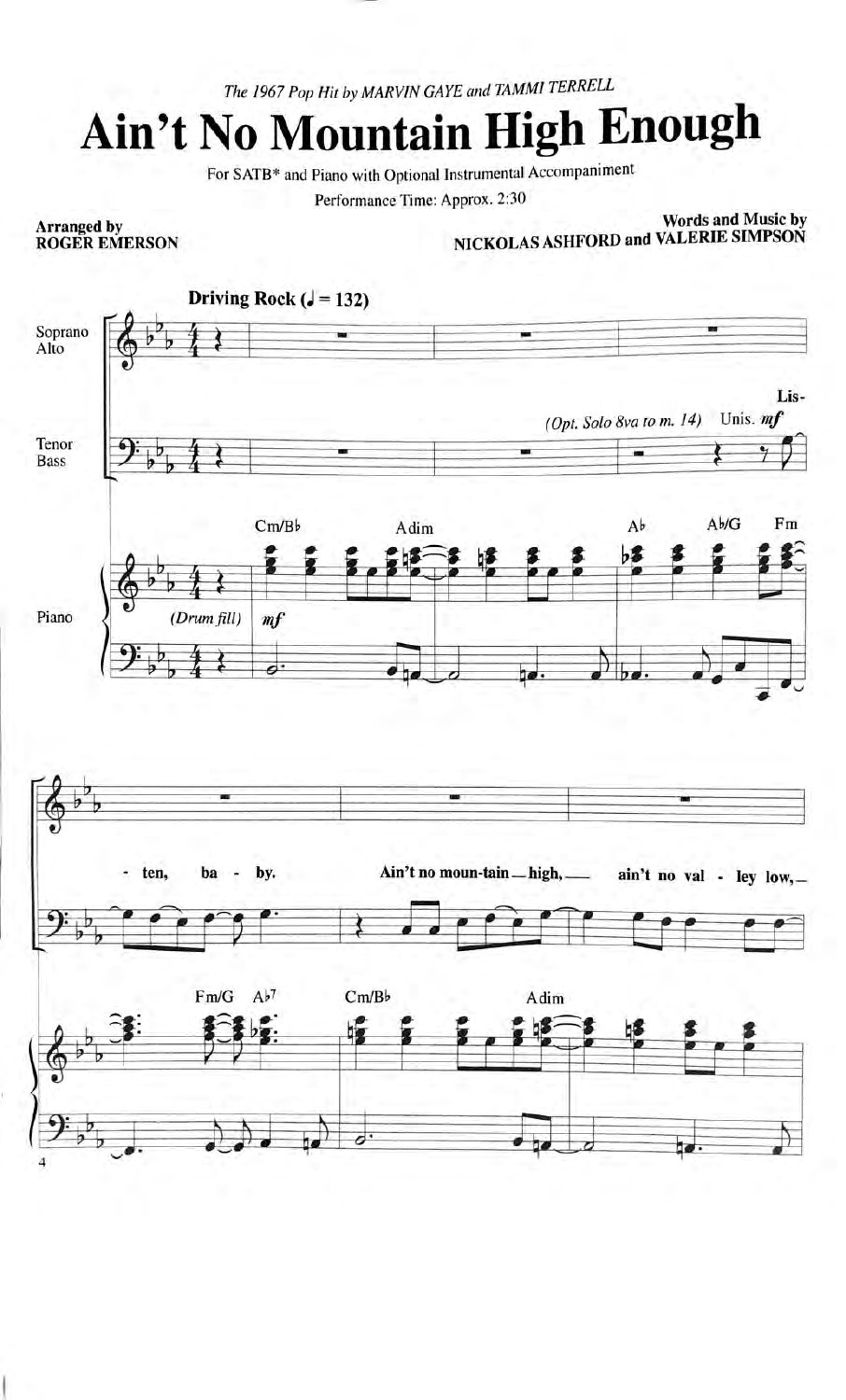*The 1967 Pop Hit by MARVIN GAYE and TAMMI TERRELL*

# Ain't No Mountain High Enough

For SATB* and Piano with Optional Instrumental Accompaniment

Performance Time: Approx. 2:30

**Arranged by**
**ROGER EMERSON**

**Words and Music by**
**NICKOLAS ASHFORD and VALERIE SIMPSON**

**Driving Rock (♩ = 132)**

Soprano
Alto

Tenor
Bass

Piano

(Opt. Solo 8va to m. 14) Unis. *mf*

Lis- ten, ba - by. Ain't no moun-tain high, ain't no val - ley low,

(Drum fill) *mf*

Cm/B♭ Adim A♭ A♭/G Fm

Fm/G A♭7 Cm/B♭ Adim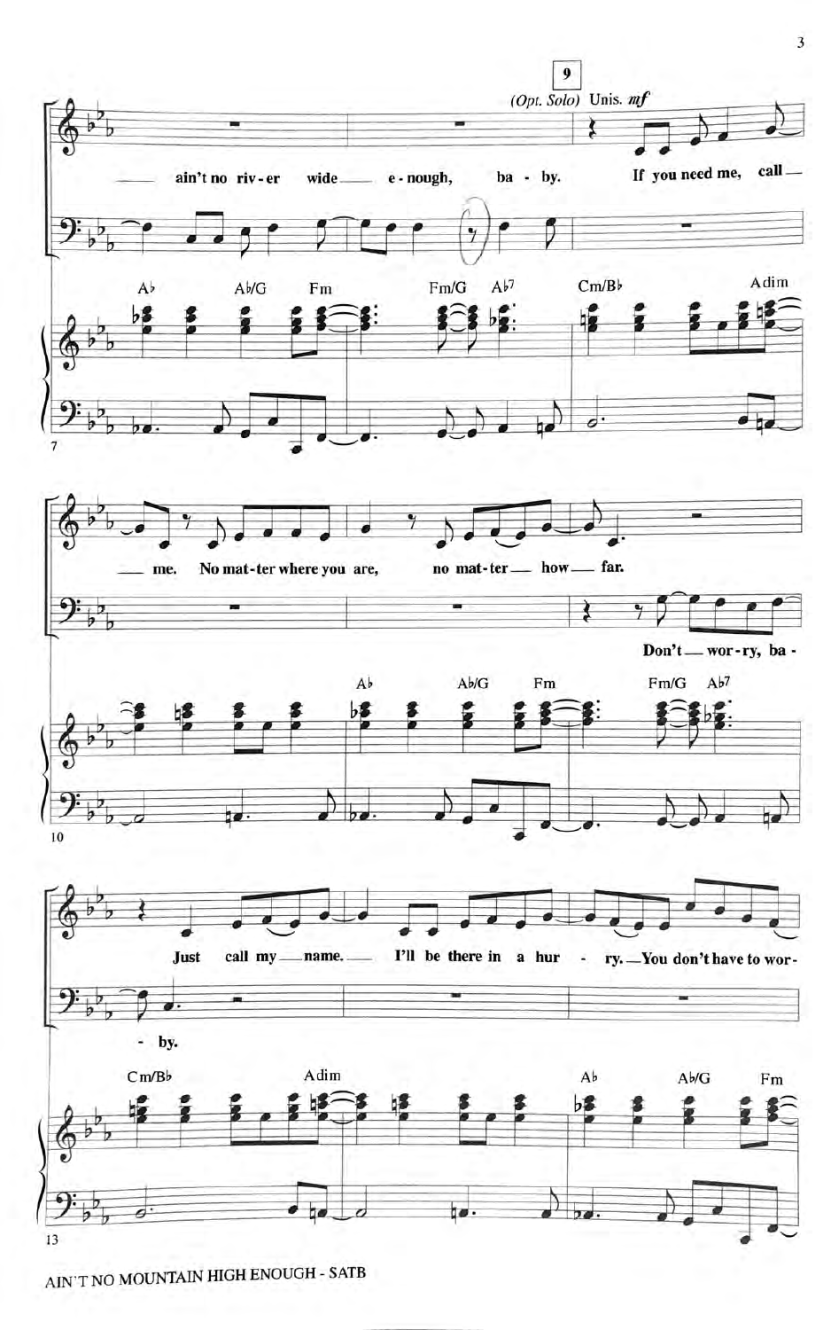**9**

*(Opt. Solo)* Unis. ***mf***

ain't no riv - er wide e - nough, ba - by.

If you need me, call me. No mat - ter where you are, no mat - ter how far.

Don't wor - ry, ba - by.

Just call my name. I'll be there in a hur - ry. You don't have to wor -

A♭ A♭/G Fm Fm/G A♭7 Cm/B♭ Adim

A♭ A♭/G Fm Fm/G A♭7

Cm/B♭ Adim A♭ A♭/G Fm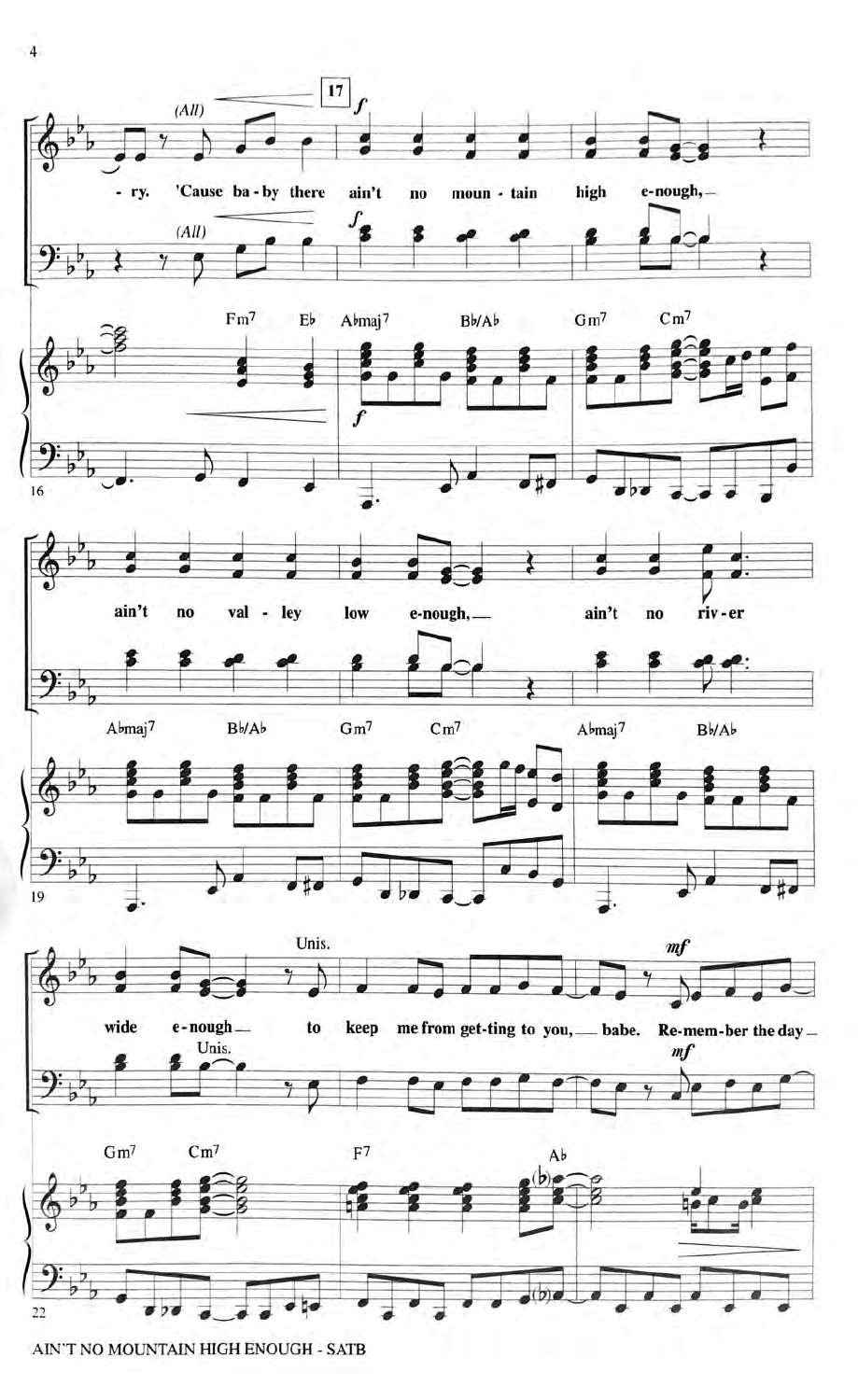(All)

**17**

*f*

-ry. 'Cause ba-by there ain't no moun-tain high e-nough,—

Fm7 E♭ A♭maj7 B♭/A♭ Gm7 Cm7

ain't no val-ley low e-nough,— ain't no riv-er

A♭maj7 B♭/A♭ Gm7 Cm7 A♭maj7 B♭/A♭

Unis.

*mf*

wide e-nough— to keep me from get-ting to you,— babe. Re-mem-ber the day—

Gm7 Cm7 F7 A♭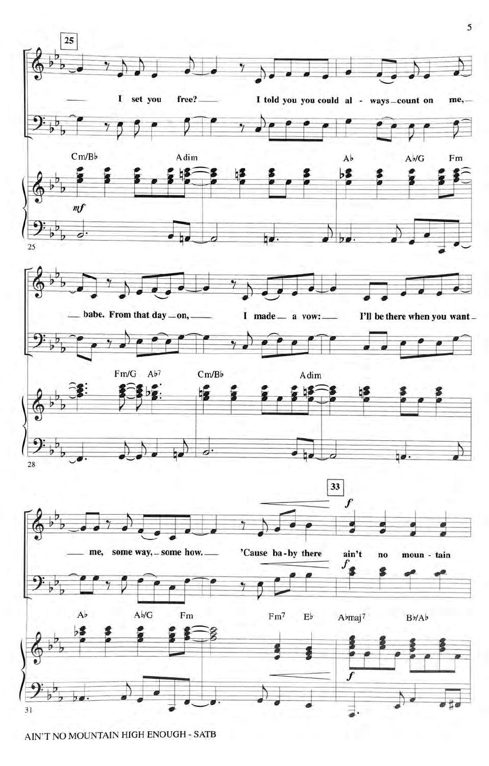I set you free? I told you you could always count on me, babe. From that day on, I made a vow: I'll be there when you want me, some way, some how. 'Cause baby there ain't no mountain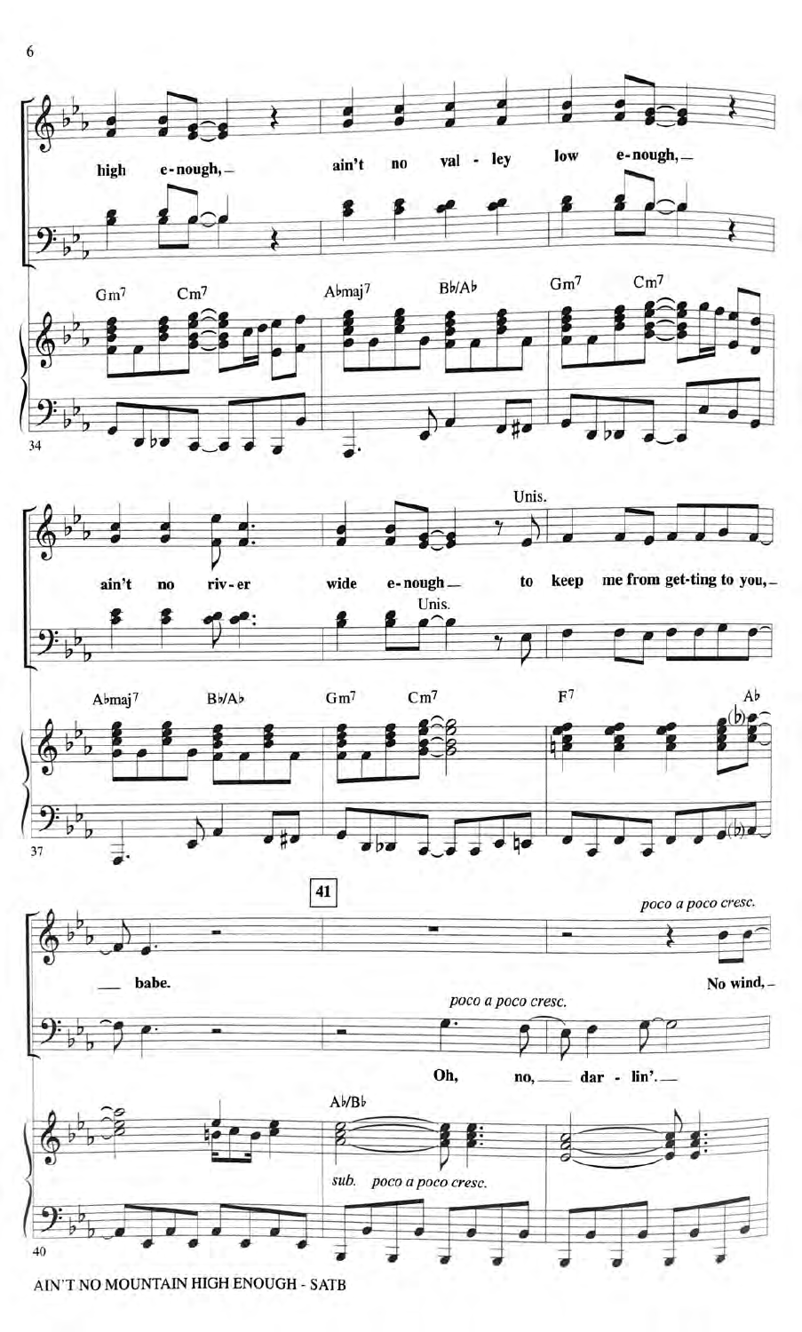high e-nough, — ain't no val - ley low e-nough, —

Gm7 Cm7 A♭maj7 B♭/A♭ Gm7 Cm7

ain't no riv - er wide e-nough — Unis. to keep me from get-ting to you, —

A♭maj7 B♭/A♭ Gm7 Cm7 F7 A♭

41

— babe.

*poco a poco cresc.*

No wind, —

Oh, no, — dar - lin'. —

A♭/B♭

*sub. poco a poco cresc.*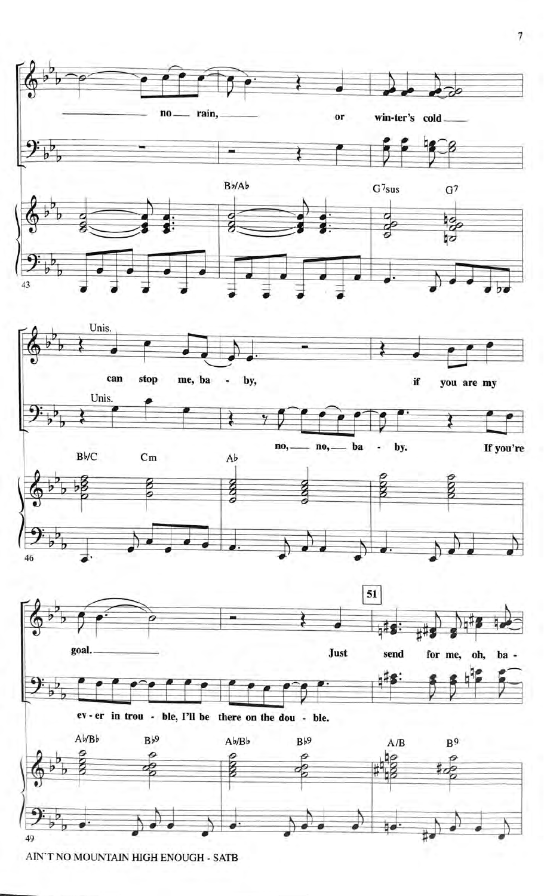no rain, or win-ter's cold

B♭/A♭ G7sus G7

Unis.

can stop me, ba - by, if you are my

Unis.

no, no, ba - by. If you're

B♭/C Cm A♭

goal. Just send for me, oh, ba -

ev - er in trou - ble, I'll be there on the dou - ble.

A♭/B♭ B♭9 A♭/B♭ B♭9 A/B B9

51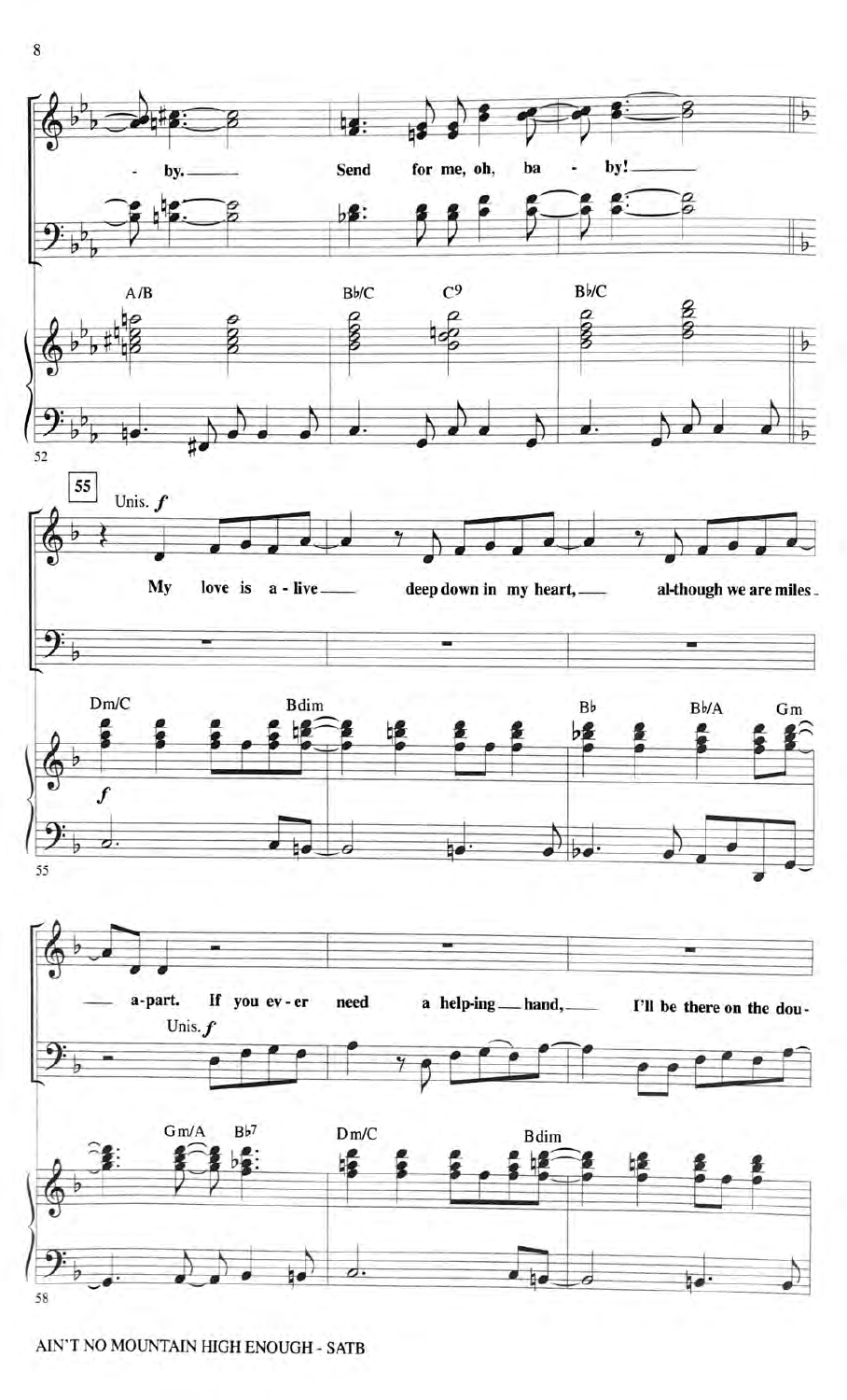by. Send for me, oh, baby!

A/B Bb/C C9 Bb/C

55

Unis. *f*

My love is a-live deep down in my heart, al-though we are miles

Dm/C Bdim Bb Bb/A Gm

a-part. If you ev-er need a help-ing hand, I'll be there on the dou-

Unis. *f*

Gm/A Bb7 Dm/C Bdim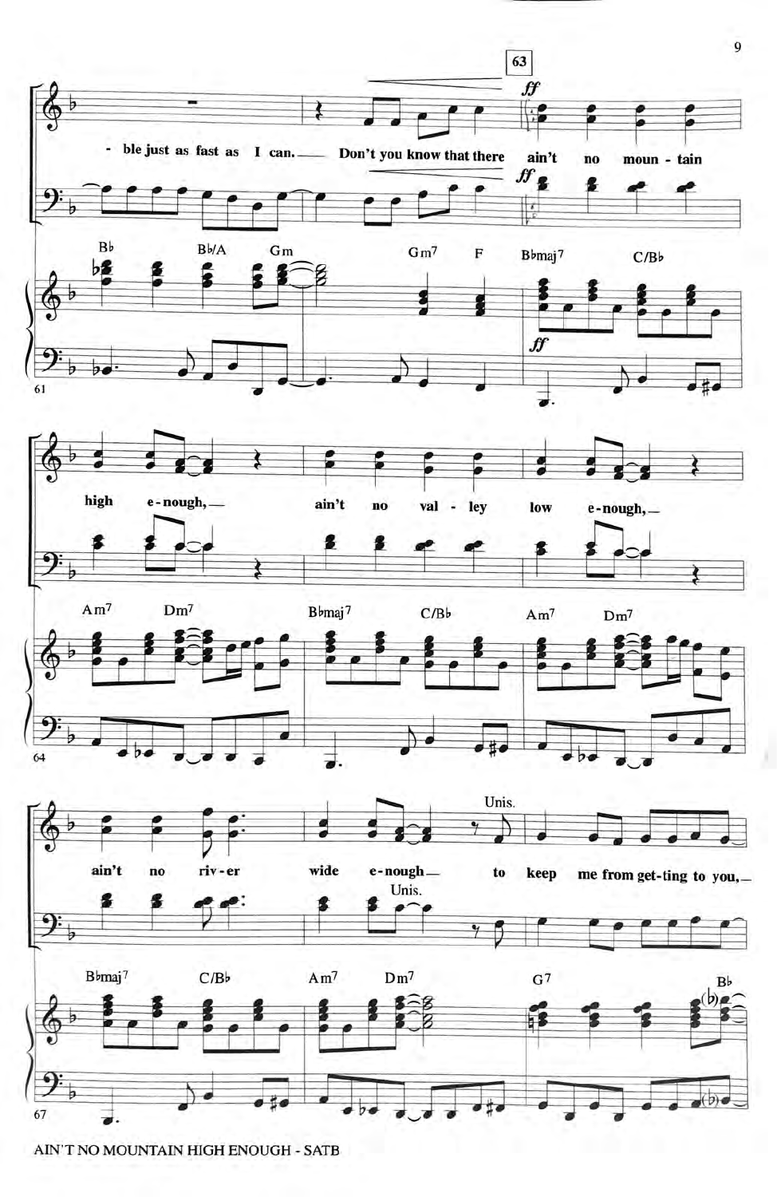- ble just as fast as I can. Don't you know that there ain't no moun - tain high e - nough, ain't no val - ley low e - nough, ain't no riv - er wide e - nough to keep me from get - ting to you,

Bb Bb/A Gm Gm7 F Bbmaj7 C/Bb Am7 Dm7 Bbmaj7 C/Bb Am7 Dm7 Bbmaj7 C/Bb Am7 Dm7 G7 Bb

AIN'T NO MOUNTAIN HIGH ENOUGH - SATB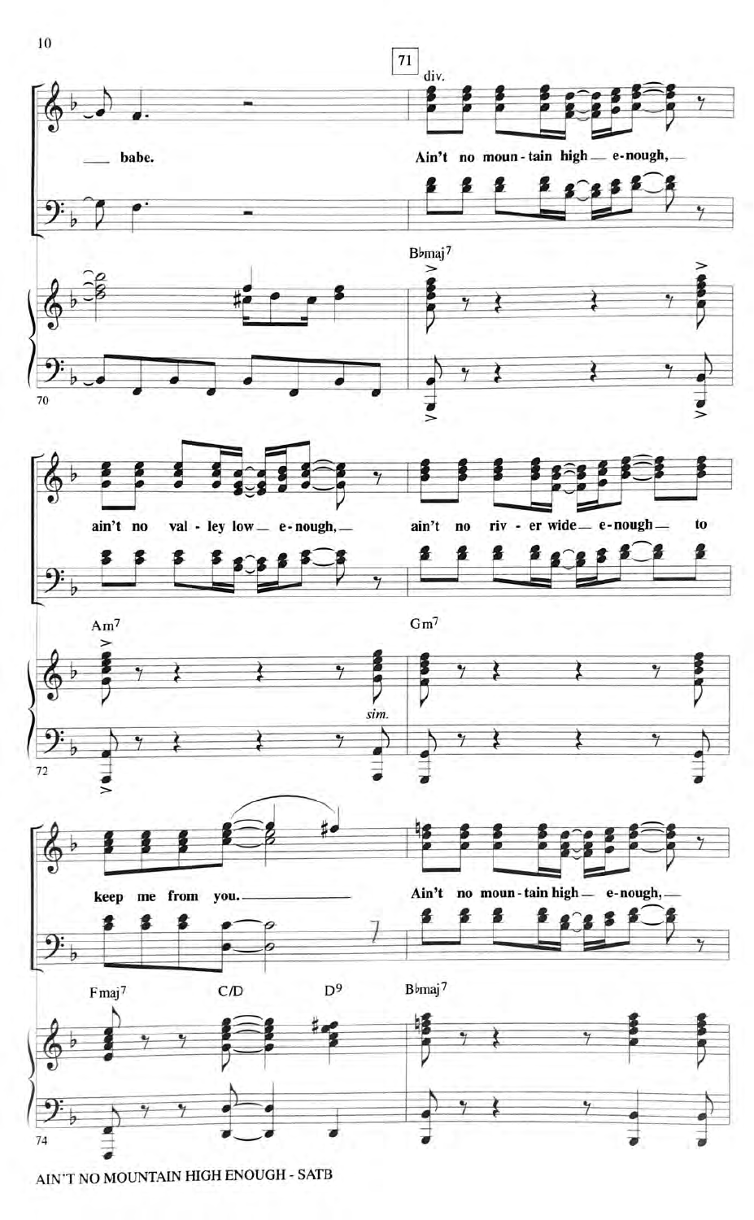71

div.

babe.

Ain't no moun - tain high — e - nough, —

ain't no val - ley low — e - nough, —

ain't no riv - er wide — e - nough — to

keep me from you. —

Ain't no moun - tain high — e - nough, —

B♭maj7

Am7

*sim.*

Gm7

Fmaj7 C/D D9

B♭maj7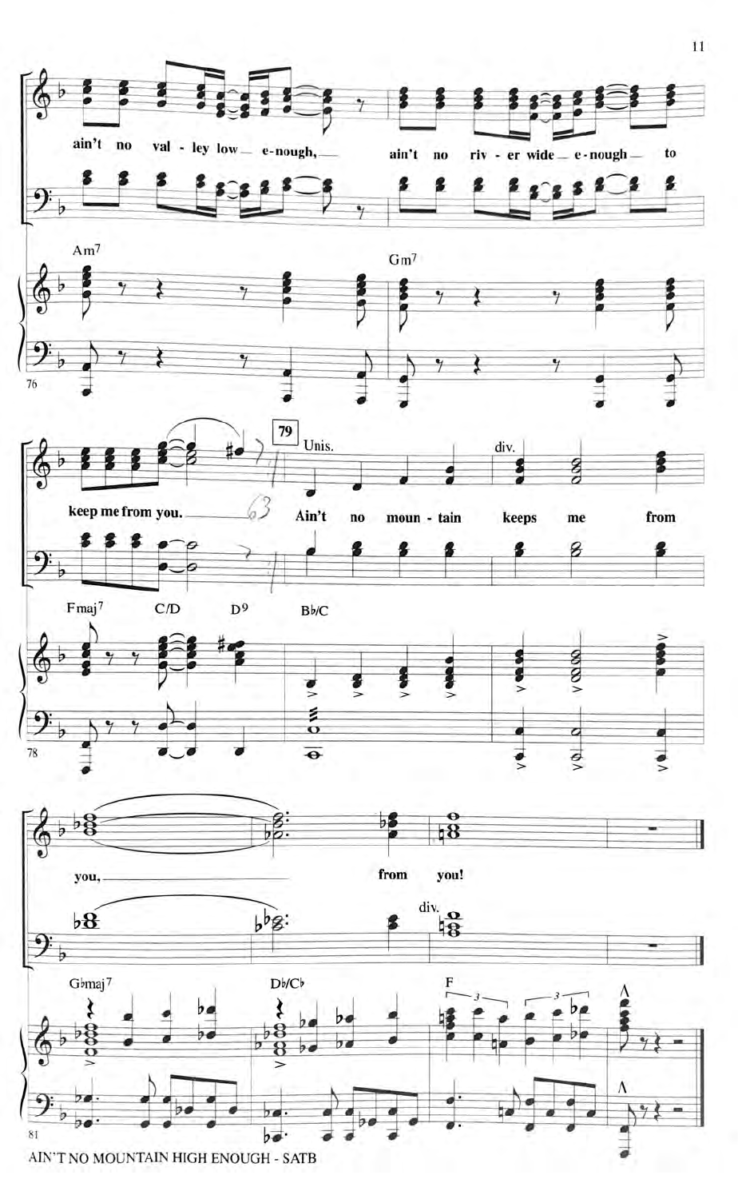ain't no val - ley low — e-nough, — ain't no riv - er wide — e-nough — to

Am7 Gm7

keep me from you. — 79 Unis. Ain't no moun - tain div. keeps me from

Fmaj7 C/D D9 B♭/C

you, — from you!

div.

G♭maj7 D♭/C♭ F

AIN'T NO MOUNTAIN HIGH ENOUGH - SATB